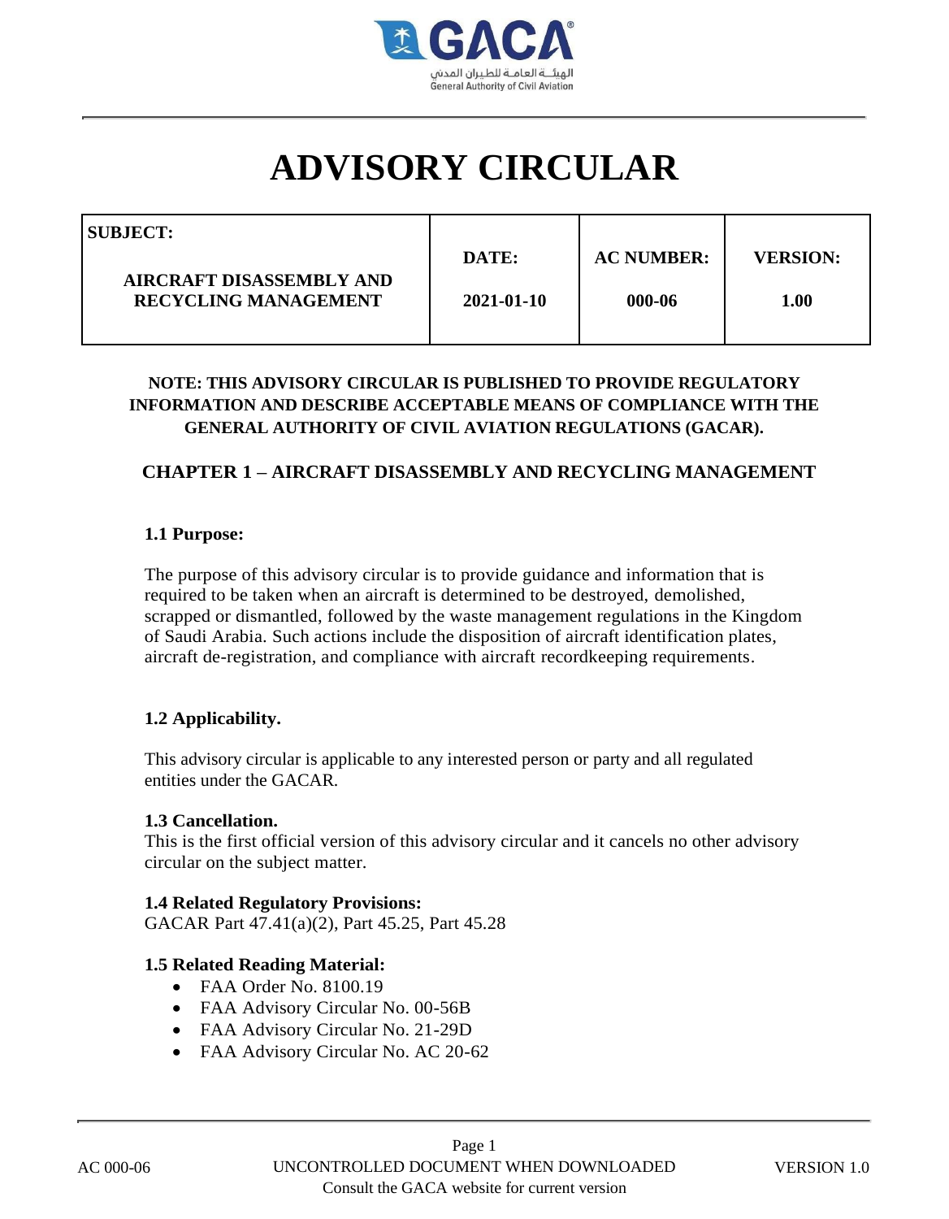# ADVISORY CIRCULAR

| SUBJECT: AIRCRAFT DISASSEMBLY AND RECYCLING MANAGEMENT | DATE: 2021-01-10 | AC NUMBER: 000-06 | VERSION: 1.00 |
|---|---|---|---|

**NOTE: THIS ADVISORY CIRCULAR IS PUBLISHED TO PROVIDE REGULATORY INFORMATION AND DESCRIBE ACCEPTABLE MEANS OF COMPLIANCE WITH THE GENERAL AUTHORITY OF CIVIL AVIATION REGULATIONS (GACAR).**

## CHAPTER 1 – AIRCRAFT DISASSEMBLY AND RECYCLING MANAGEMENT

### 1.1 Purpose:

The purpose of this advisory circular is to provide guidance and information that is required to be taken when an aircraft is determined to be destroyed, demolished, scrapped or dismantled, followed by the waste management regulations in the Kingdom of Saudi Arabia. Such actions include the disposition of aircraft identification plates, aircraft de-registration, and compliance with aircraft recordkeeping requirements.

### 1.2 Applicability.

This advisory circular is applicable to any interested person or party and all regulated entities under the GACAR.

### 1.3 Cancellation.

This is the first official version of this advisory circular and it cancels no other advisory circular on the subject matter.

### 1.4 Related Regulatory Provisions:

GACAR Part 47.41(a)(2), Part 45.25, Part 45.28

### 1.5 Related Reading Material:

- FAA Order No. 8100.19
- FAA Advisory Circular No. 00-56B
- FAA Advisory Circular No. 21-29D
- FAA Advisory Circular No. AC 20-62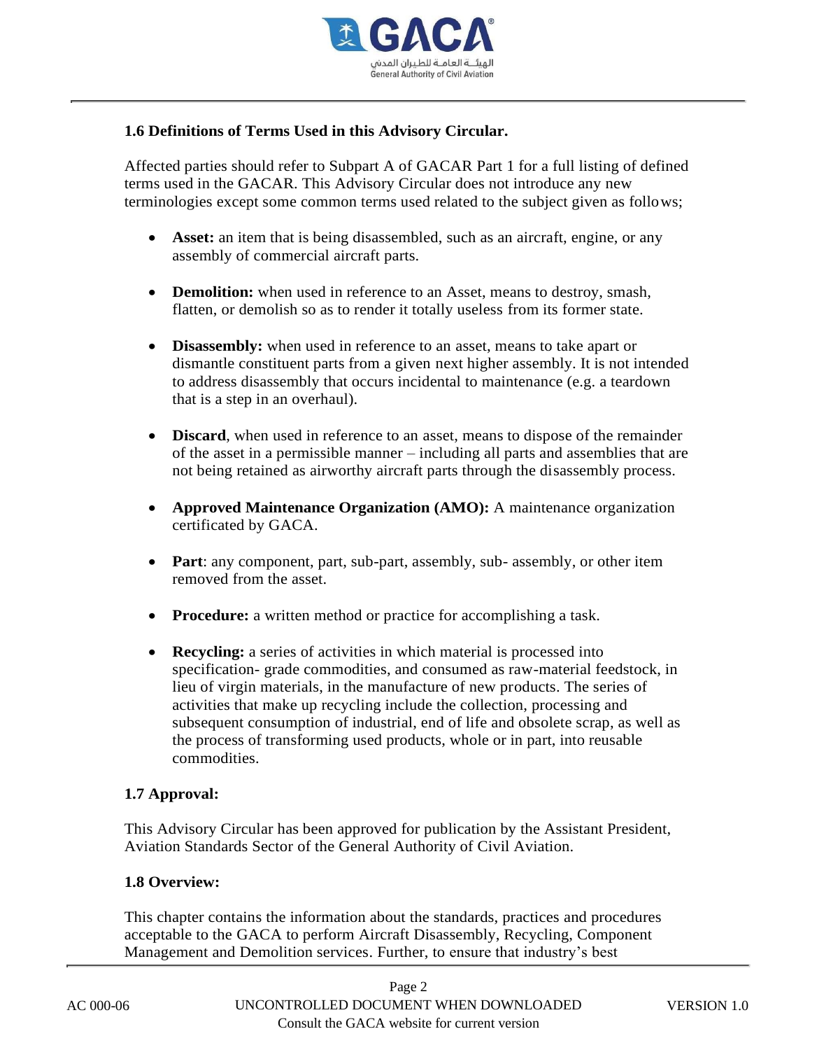### 1.6 Definitions of Terms Used in this Advisory Circular.

Affected parties should refer to Subpart A of GACAR Part 1 for a full listing of defined terms used in the GACAR. This Advisory Circular does not introduce any new terminologies except some common terms used related to the subject given as follows;

- **Asset:** an item that is being disassembled, such as an aircraft, engine, or any assembly of commercial aircraft parts.
- **Demolition:** when used in reference to an Asset, means to destroy, smash, flatten, or demolish so as to render it totally useless from its former state.
- **Disassembly:** when used in reference to an asset, means to take apart or dismantle constituent parts from a given next higher assembly. It is not intended to address disassembly that occurs incidental to maintenance (e.g. a teardown that is a step in an overhaul).
- **Discard**, when used in reference to an asset, means to dispose of the remainder of the asset in a permissible manner – including all parts and assemblies that are not being retained as airworthy aircraft parts through the disassembly process.
- **Approved Maintenance Organization (AMO):** A maintenance organization certificated by GACA.
- **Part**: any component, part, sub-part, assembly, sub- assembly, or other item removed from the asset.
- **Procedure:** a written method or practice for accomplishing a task.
- **Recycling:** a series of activities in which material is processed into specification- grade commodities, and consumed as raw-material feedstock, in lieu of virgin materials, in the manufacture of new products. The series of activities that make up recycling include the collection, processing and subsequent consumption of industrial, end of life and obsolete scrap, as well as the process of transforming used products, whole or in part, into reusable commodities.

### 1.7 Approval:

This Advisory Circular has been approved for publication by the Assistant President, Aviation Standards Sector of the General Authority of Civil Aviation.

### 1.8 Overview:

This chapter contains the information about the standards, practices and procedures acceptable to the GACA to perform Aircraft Disassembly, Recycling, Component Management and Demolition services. Further, to ensure that industry's best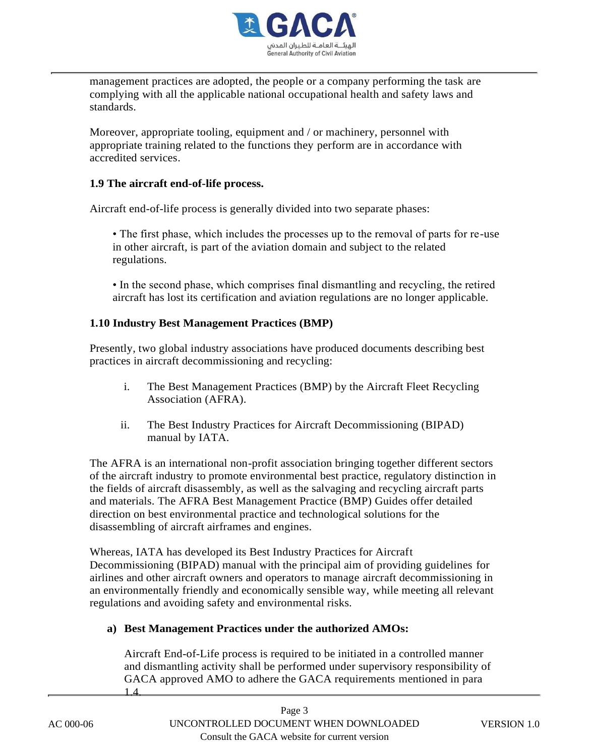management practices are adopted, the people or a company performing the task are complying with all the applicable national occupational health and safety laws and standards.

Moreover, appropriate tooling, equipment and / or machinery, personnel with appropriate training related to the functions they perform are in accordance with accredited services.

### 1.9 The aircraft end-of-life process.

Aircraft end-of-life process is generally divided into two separate phases:

- The first phase, which includes the processes up to the removal of parts for re-use in other aircraft, is part of the aviation domain and subject to the related regulations.

- In the second phase, which comprises final dismantling and recycling, the retired aircraft has lost its certification and aviation regulations are no longer applicable.

### 1.10 Industry Best Management Practices (BMP)

Presently, two global industry associations have produced documents describing best practices in aircraft decommissioning and recycling:

i. The Best Management Practices (BMP) by the Aircraft Fleet Recycling Association (AFRA).

ii. The Best Industry Practices for Aircraft Decommissioning (BIPAD) manual by IATA.

The AFRA is an international non-profit association bringing together different sectors of the aircraft industry to promote environmental best practice, regulatory distinction in the fields of aircraft disassembly, as well as the salvaging and recycling aircraft parts and materials. The AFRA Best Management Practice (BMP) Guides offer detailed direction on best environmental practice and technological solutions for the disassembling of aircraft airframes and engines.

Whereas, IATA has developed its Best Industry Practices for Aircraft Decommissioning (BIPAD) manual with the principal aim of providing guidelines for airlines and other aircraft owners and operators to manage aircraft decommissioning in an environmentally friendly and economically sensible way, while meeting all relevant regulations and avoiding safety and environmental risks.

**a) Best Management Practices under the authorized AMOs:**

Aircraft End-of-Life process is required to be initiated in a controlled manner and dismantling activity shall be performed under supervisory responsibility of GACA approved AMO to adhere the GACA requirements mentioned in para 1.4.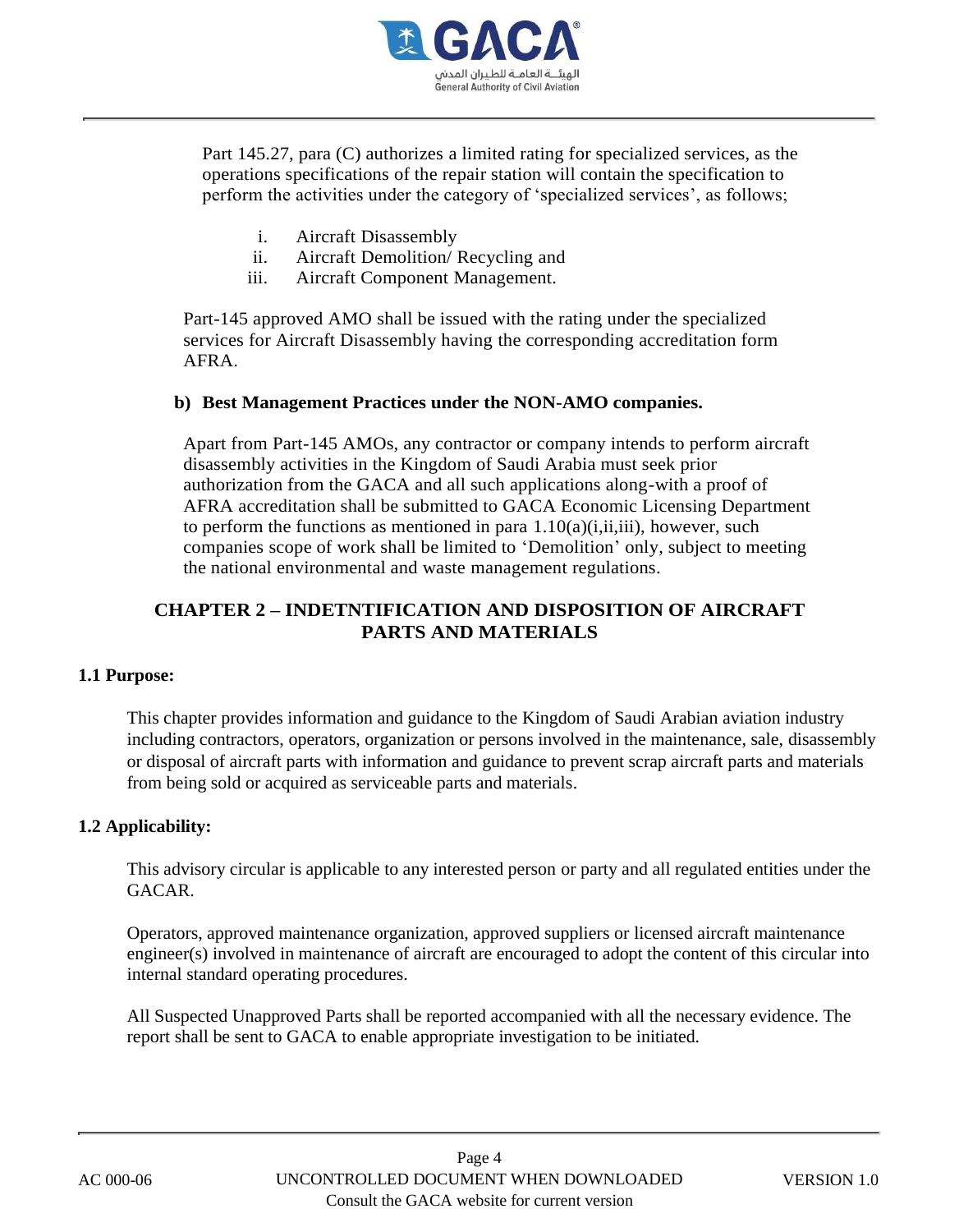Part 145.27, para (C) authorizes a limited rating for specialized services, as the operations specifications of the repair station will contain the specification to perform the activities under the category of 'specialized services', as follows;

i. Aircraft Disassembly
ii. Aircraft Demolition/ Recycling and
iii. Aircraft Component Management.

Part-145 approved AMO shall be issued with the rating under the specialized services for Aircraft Disassembly having the corresponding accreditation form AFRA.

**b) Best Management Practices under the NON-AMO companies.**

Apart from Part-145 AMOs, any contractor or company intends to perform aircraft disassembly activities in the Kingdom of Saudi Arabia must seek prior authorization from the GACA and all such applications along-with a proof of AFRA accreditation shall be submitted to GACA Economic Licensing Department to perform the functions as mentioned in para 1.10(a)(i,ii,iii), however, such companies scope of work shall be limited to 'Demolition' only, subject to meeting the national environmental and waste management regulations.

## CHAPTER 2 – INDETNTIFICATION AND DISPOSITION OF AIRCRAFT PARTS AND MATERIALS

### 1.1 Purpose:

This chapter provides information and guidance to the Kingdom of Saudi Arabian aviation industry including contractors, operators, organization or persons involved in the maintenance, sale, disassembly or disposal of aircraft parts with information and guidance to prevent scrap aircraft parts and materials from being sold or acquired as serviceable parts and materials.

### 1.2 Applicability:

This advisory circular is applicable to any interested person or party and all regulated entities under the GACAR.

Operators, approved maintenance organization, approved suppliers or licensed aircraft maintenance engineer(s) involved in maintenance of aircraft are encouraged to adopt the content of this circular into internal standard operating procedures.

All Suspected Unapproved Parts shall be reported accompanied with all the necessary evidence. The report shall be sent to GACA to enable appropriate investigation to be initiated.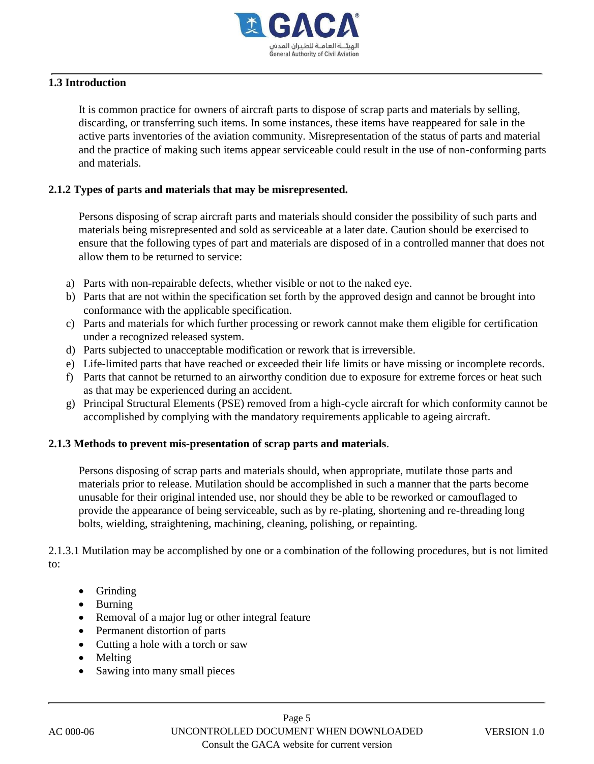## 1.3 Introduction

It is common practice for owners of aircraft parts to dispose of scrap parts and materials by selling, discarding, or transferring such items. In some instances, these items have reappeared for sale in the active parts inventories of the aviation community. Misrepresentation of the status of parts and material and the practice of making such items appear serviceable could result in the use of non-conforming parts and materials.

### 2.1.2 Types of parts and materials that may be misrepresented.

Persons disposing of scrap aircraft parts and materials should consider the possibility of such parts and materials being misrepresented and sold as serviceable at a later date. Caution should be exercised to ensure that the following types of part and materials are disposed of in a controlled manner that does not allow them to be returned to service:

a) Parts with non-repairable defects, whether visible or not to the naked eye.
b) Parts that are not within the specification set forth by the approved design and cannot be brought into conformance with the applicable specification.
c) Parts and materials for which further processing or rework cannot make them eligible for certification under a recognized released system.
d) Parts subjected to unacceptable modification or rework that is irreversible.
e) Life-limited parts that have reached or exceeded their life limits or have missing or incomplete records.
f) Parts that cannot be returned to an airworthy condition due to exposure for extreme forces or heat such as that may be experienced during an accident.
g) Principal Structural Elements (PSE) removed from a high-cycle aircraft for which conformity cannot be accomplished by complying with the mandatory requirements applicable to ageing aircraft.

### 2.1.3 Methods to prevent mis-presentation of scrap parts and materials.

Persons disposing of scrap parts and materials should, when appropriate, mutilate those parts and materials prior to release. Mutilation should be accomplished in such a manner that the parts become unusable for their original intended use, nor should they be able to be reworked or camouflaged to provide the appearance of being serviceable, such as by re-plating, shortening and re-threading long bolts, wielding, straightening, machining, cleaning, polishing, or repainting.

2.1.3.1 Mutilation may be accomplished by one or a combination of the following procedures, but is not limited to:

- Grinding
- Burning
- Removal of a major lug or other integral feature
- Permanent distortion of parts
- Cutting a hole with a torch or saw
- Melting
- Sawing into many small pieces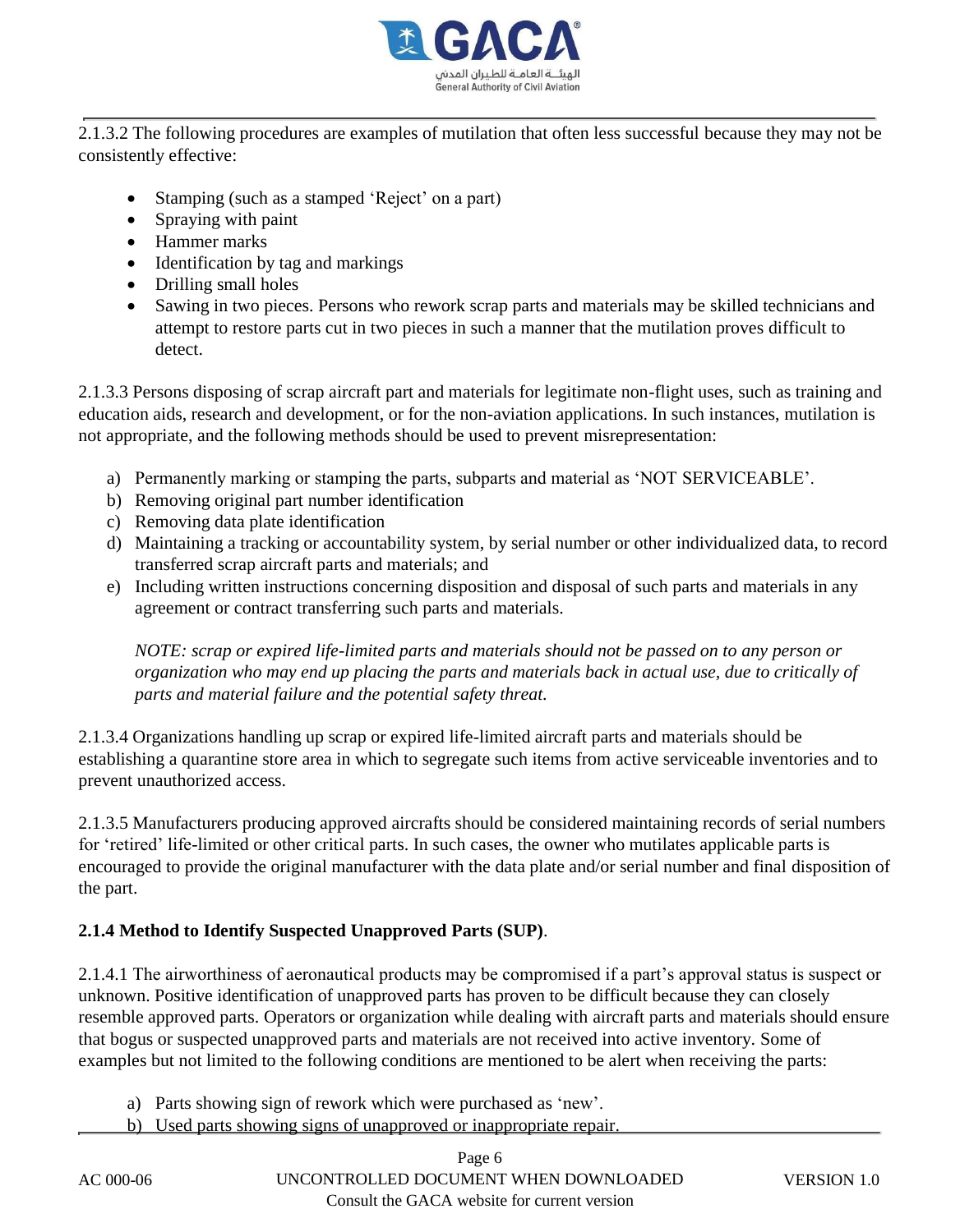2.1.3.2 The following procedures are examples of mutilation that often less successful because they may not be consistently effective:

- Stamping (such as a stamped 'Reject' on a part)
- Spraying with paint
- Hammer marks
- Identification by tag and markings
- Drilling small holes
- Sawing in two pieces. Persons who rework scrap parts and materials may be skilled technicians and attempt to restore parts cut in two pieces in such a manner that the mutilation proves difficult to detect.

2.1.3.3 Persons disposing of scrap aircraft part and materials for legitimate non-flight uses, such as training and education aids, research and development, or for the non-aviation applications. In such instances, mutilation is not appropriate, and the following methods should be used to prevent misrepresentation:

a) Permanently marking or stamping the parts, subparts and material as 'NOT SERVICEABLE'.
b) Removing original part number identification
c) Removing data plate identification
d) Maintaining a tracking or accountability system, by serial number or other individualized data, to record transferred scrap aircraft parts and materials; and
e) Including written instructions concerning disposition and disposal of such parts and materials in any agreement or contract transferring such parts and materials.

*NOTE: scrap or expired life-limited parts and materials should not be passed on to any person or organization who may end up placing the parts and materials back in actual use, due to critically of parts and material failure and the potential safety threat.*

2.1.3.4 Organizations handling up scrap or expired life-limited aircraft parts and materials should be establishing a quarantine store area in which to segregate such items from active serviceable inventories and to prevent unauthorized access.

2.1.3.5 Manufacturers producing approved aircrafts should be considered maintaining records of serial numbers for 'retired' life-limited or other critical parts. In such cases, the owner who mutilates applicable parts is encouraged to provide the original manufacturer with the data plate and/or serial number and final disposition of the part.

**2.1.4 Method to Identify Suspected Unapproved Parts (SUP)**.

2.1.4.1 The airworthiness of aeronautical products may be compromised if a part's approval status is suspect or unknown. Positive identification of unapproved parts has proven to be difficult because they can closely resemble approved parts. Operators or organization while dealing with aircraft parts and materials should ensure that bogus or suspected unapproved parts and materials are not received into active inventory. Some of examples but not limited to the following conditions are mentioned to be alert when receiving the parts:

a) Parts showing sign of rework which were purchased as 'new'.
b) Used parts showing signs of unapproved or inappropriate repair.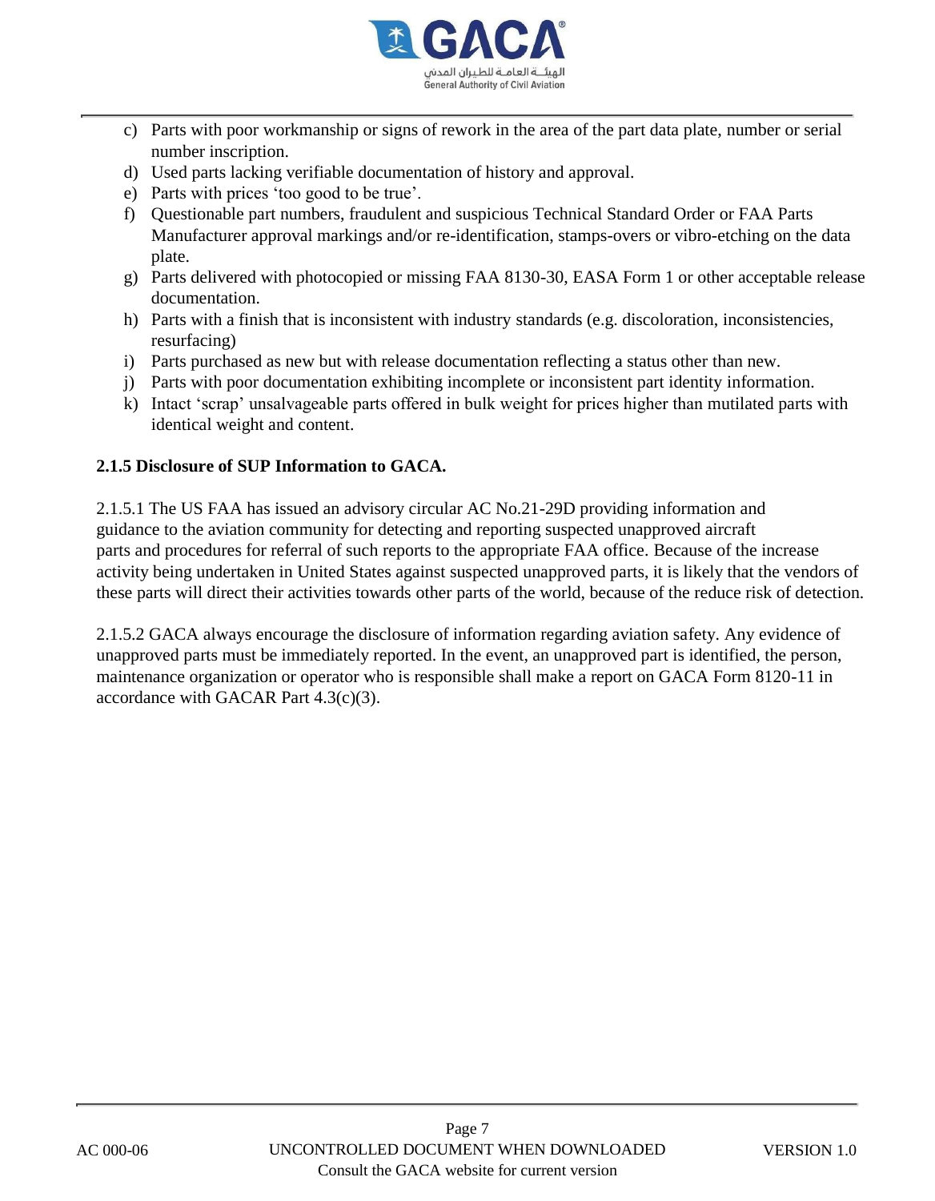c) Parts with poor workmanship or signs of rework in the area of the part data plate, number or serial number inscription.
d) Used parts lacking verifiable documentation of history and approval.
e) Parts with prices 'too good to be true'.
f) Questionable part numbers, fraudulent and suspicious Technical Standard Order or FAA Parts Manufacturer approval markings and/or re-identification, stamps-overs or vibro-etching on the data plate.
g) Parts delivered with photocopied or missing FAA 8130-30, EASA Form 1 or other acceptable release documentation.
h) Parts with a finish that is inconsistent with industry standards (e.g. discoloration, inconsistencies, resurfacing)
i) Parts purchased as new but with release documentation reflecting a status other than new.
j) Parts with poor documentation exhibiting incomplete or inconsistent part identity information.
k) Intact 'scrap' unsalvageable parts offered in bulk weight for prices higher than mutilated parts with identical weight and content.

**2.1.5 Disclosure of SUP Information to GACA.**

2.1.5.1 The US FAA has issued an advisory circular AC No.21-29D providing information and guidance to the aviation community for detecting and reporting suspected unapproved aircraft parts and procedures for referral of such reports to the appropriate FAA office. Because of the increase activity being undertaken in United States against suspected unapproved parts, it is likely that the vendors of these parts will direct their activities towards other parts of the world, because of the reduce risk of detection.

2.1.5.2 GACA always encourage the disclosure of information regarding aviation safety. Any evidence of unapproved parts must be immediately reported. In the event, an unapproved part is identified, the person, maintenance organization or operator who is responsible shall make a report on GACA Form 8120-11 in accordance with GACAR Part 4.3(c)(3).